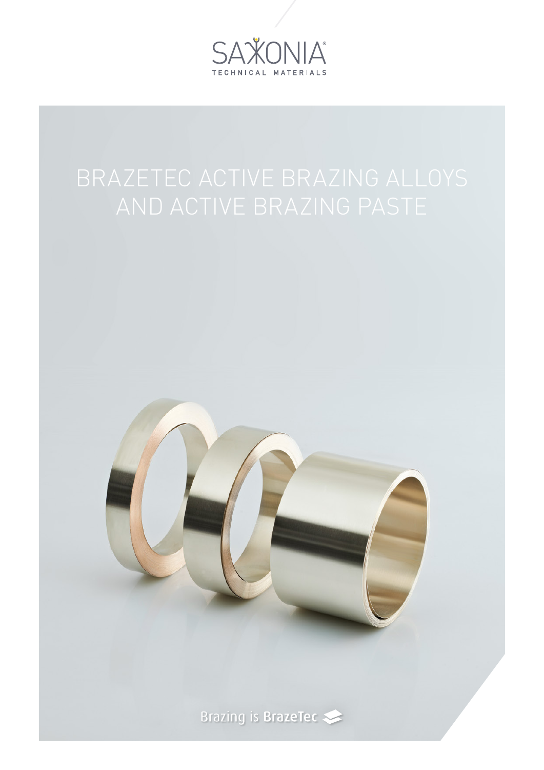SAXONIA®
TECHNICAL MATERIALS

# BRAZETEC ACTIVE BRAZING ALLOYS AND ACTIVE BRAZING PASTE

Brazing is BrazeTec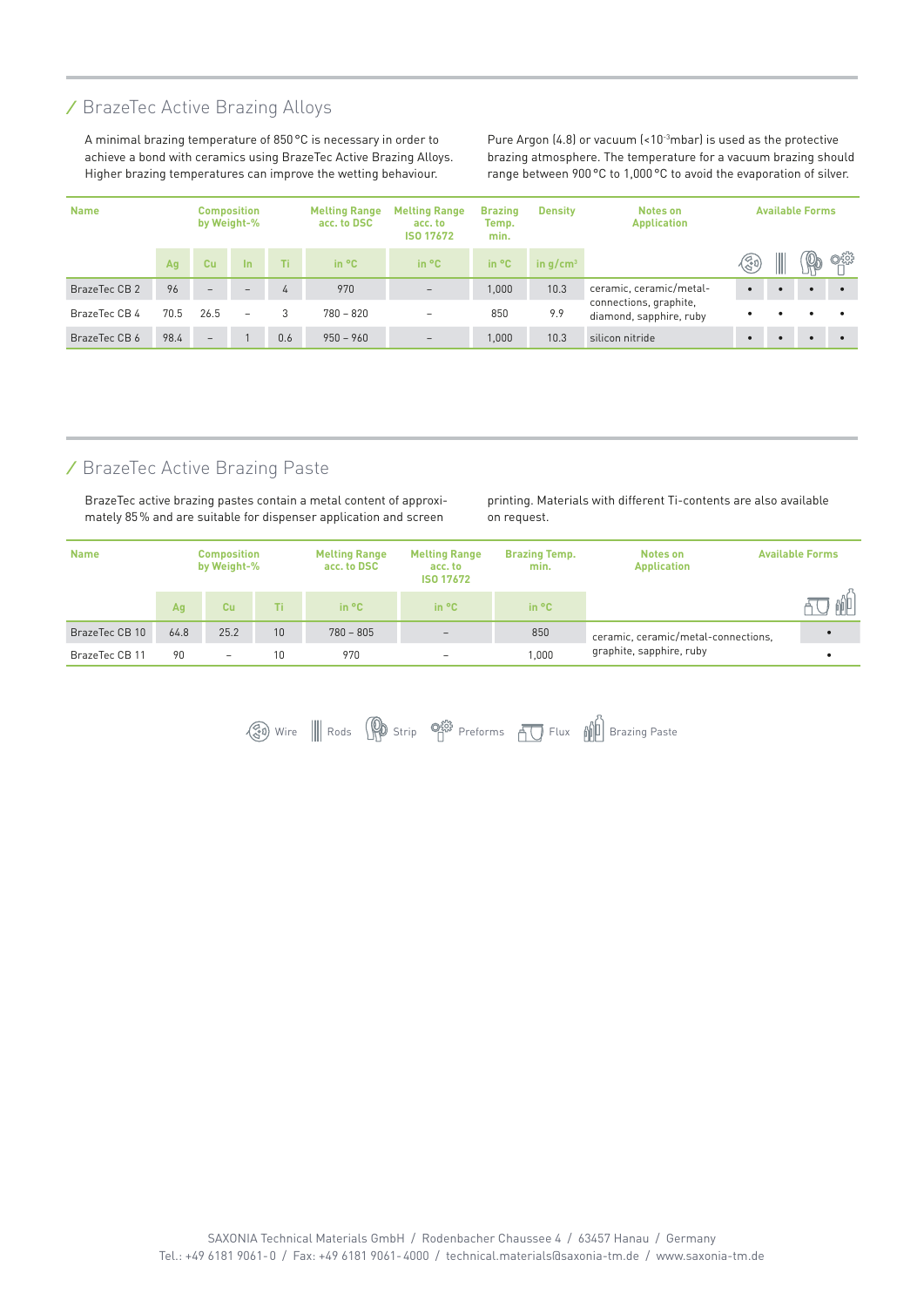## / BrazeTec Active Brazing Alloys

A minimal brazing temperature of 850 °C is necessary in order to achieve a bond with ceramics using BrazeTec Active Brazing Alloys. Higher brazing temperatures can improve the wetting behaviour.

Pure Argon (4.8) or vacuum (<$10^{-3}$mbar) is used as the protective brazing atmosphere. The temperature for a vacuum brazing should range between 900 °C to 1,000 °C to avoid the evaporation of silver.

| Name | Composition by Weight-% | | | | Melting Range acc. to DSC | Melting Range acc. to ISO 17672 | Brazing Temp. min. | Density | Notes on Application | Available Forms | | | |
|---|---|---|---|---|---|---|---|---|---|---|---|---|---|
| | Ag | Cu | In | Ti | in °C | in °C | in °C | in g/cm³ | | Wire | Rods | Strip | Preforms |
| BrazeTec CB 2 | 96 | – | – | 4 | 970 | – | 1,000 | 10.3 | ceramic, ceramic/metal-connections, graphite, diamond, sapphire, ruby | • | • | • | • |
| BrazeTec CB 4 | 70.5 | 26.5 | – | 3 | 780 – 820 | – | 850 | 9.9 | | • | • | • | • |
| BrazeTec CB 6 | 98.4 | – | 1 | 0.6 | 950 – 960 | – | 1,000 | 10.3 | silicon nitride | • | • | • | • |

## / BrazeTec Active Brazing Paste

BrazeTec active brazing pastes contain a metal content of approximately 85 % and are suitable for dispenser application and screen printing. Materials with different Ti-contents are also available on request.

| Name | Composition by Weight-% | | | Melting Range acc. to DSC | Melting Range acc. to ISO 17672 | Brazing Temp. min. | Notes on Application | Available Forms |
|---|---|---|---|---|---|---|---|---|
| | Ag | Cu | Ti | in °C | in °C | in °C | | Brazing Paste |
| BrazeTec CB 10 | 64.8 | 25.2 | 10 | 780 – 805 | – | 850 | ceramic, ceramic/metal-connections, graphite, sapphire, ruby | • |
| BrazeTec CB 11 | 90 | – | 10 | 970 | – | 1,000 | | • |

Wire / Rods / Strip / Preforms / Flux / Brazing Paste

SAXONIA Technical Materials GmbH / Rodenbacher Chaussee 4 / 63457 Hanau / Germany
Tel.: +49 6181 9061-0 / Fax: +49 6181 9061-4000 / technical.materials@saxonia-tm.de / www.saxonia-tm.de